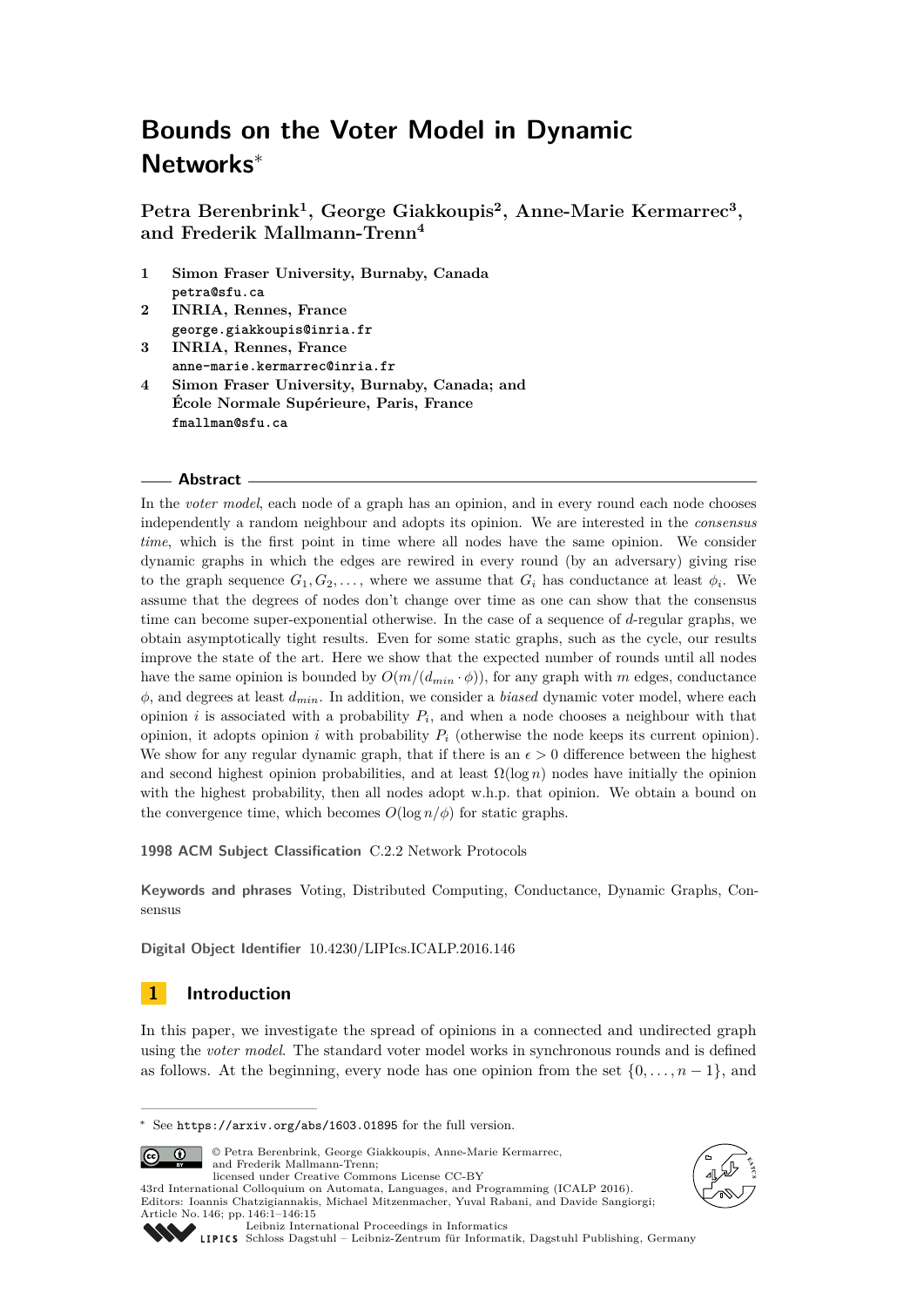# Bounds on the Voter Model in Dynamic Networks*

**Petra Berenbrink[1], George Giakkoupis[2], Anne-Marie Kermarrec[3], and Frederik Mallmann-Trenn[4]**

1. **Simon Fraser University, Burnaby, Canada**
   `petra@sfu.ca`
2. **INRIA, Rennes, France**
   `george.giakkoupis@inria.fr`
3. **INRIA, Rennes, France**
   `anne-marie.kermarrec@inria.fr`
4. **Simon Fraser University, Burnaby, Canada; and École Normale Supérieure, Paris, France**
   `fmallman@sfu.ca`

## Abstract

In the *voter model*, each node of a graph has an opinion, and in every round each node chooses independently a random neighbour and adopts its opinion. We are interested in the *consensus time*, which is the first point in time where all nodes have the same opinion. We consider dynamic graphs in which the edges are rewired in every round (by an adversary) giving rise to the graph sequence $G_1, G_2, \dots$, where we assume that $G_i$ has conductance at least $\phi_i$. We assume that the degrees of nodes don't change over time as one can show that the consensus time can become super-exponential otherwise. In the case of a sequence of $d$-regular graphs, we obtain asymptotically tight results. Even for some static graphs, such as the cycle, our results improve the state of the art. Here we show that the expected number of rounds until all nodes have the same opinion is bounded by $O(m/(d_{min} \cdot \phi))$, for any graph with $m$ edges, conductance $\phi$, and degrees at least $d_{min}$. In addition, we consider a *biased* dynamic voter model, where each opinion $i$ is associated with a probability $P_i$, and when a node chooses a neighbour with that opinion, it adopts opinion $i$ with probability $P_i$ (otherwise the node keeps its current opinion). We show for any regular dynamic graph, that if there is an $\epsilon > 0$ difference between the highest and second highest opinion probabilities, and at least $\Omega(\log n)$ nodes have initially the opinion with the highest probability, then all nodes adopt w.h.p. that opinion. We obtain a bound on the convergence time, which becomes $O(\log n/\phi)$ for static graphs.

**1998 ACM Subject Classification** C.2.2 Network Protocols

**Keywords and phrases** Voting, Distributed Computing, Conductance, Dynamic Graphs, Consensus

**Digital Object Identifier** 10.4230/LIPIcs.ICALP.2016.146

## 1 Introduction

In this paper, we investigate the spread of opinions in a connected and undirected graph using the *voter model*. The standard voter model works in synchronous rounds and is defined as follows. At the beginning, every node has one opinion from the set $\{0, \dots, n-1\}$, and

---

* See https://arxiv.org/abs/1603.01895 for the full version.

© Petra Berenbrink, George Giakkoupis, Anne-Marie Kermarrec, and Frederik Mallmann-Trenn;
licensed under Creative Commons License CC-BY
43rd International Colloquium on Automata, Languages, and Programming (ICALP 2016).
Editors: Ioannis Chatzigiannakis, Michael Mitzenmacher, Yuval Rabani, and Davide Sangiorgi;
Article No. 146; pp. 146:1–146:15
Leibniz International Proceedings in Informatics
Schloss Dagstuhl – Leibniz-Zentrum für Informatik, Dagstuhl Publishing, Germany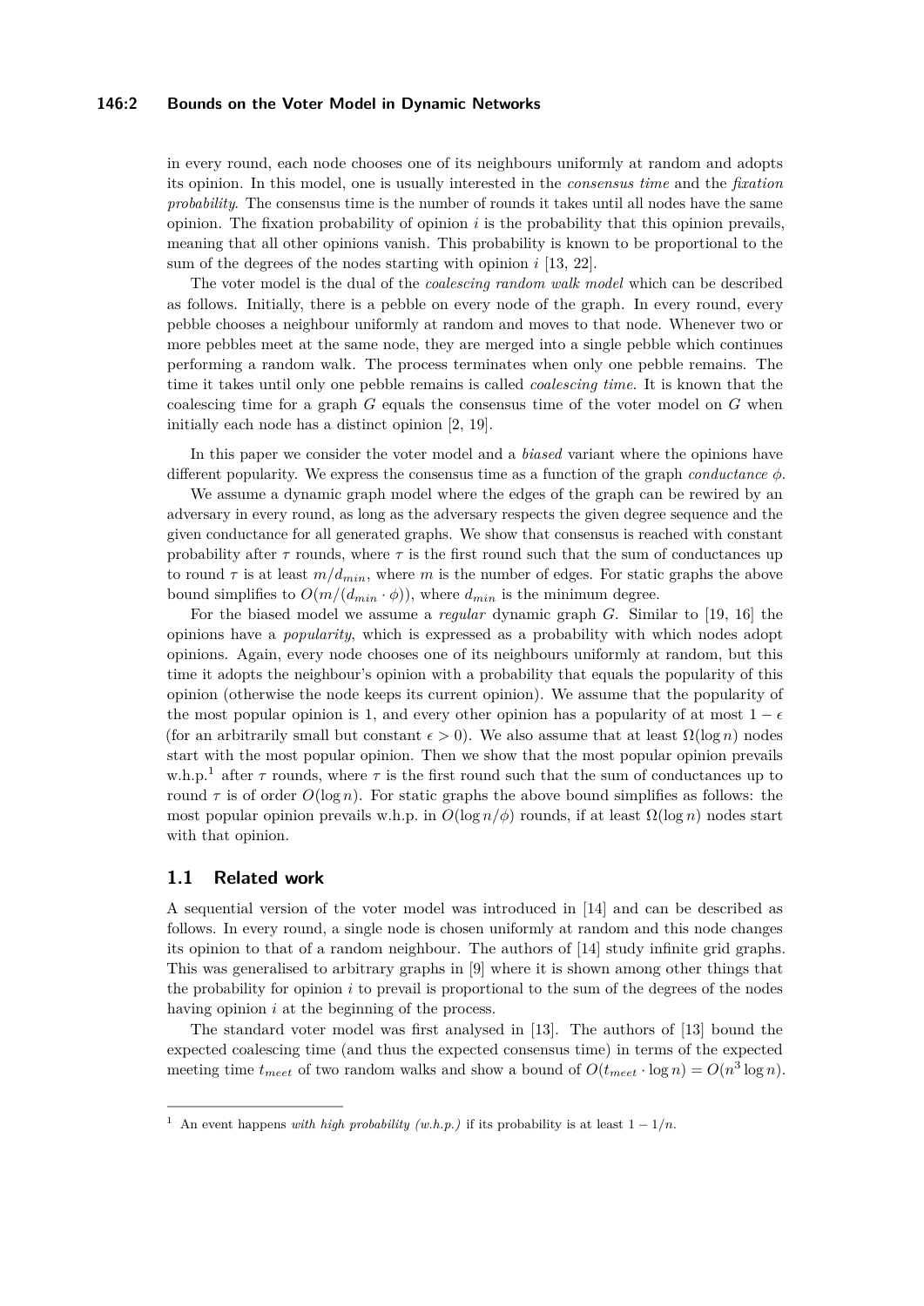in every round, each node chooses one of its neighbours uniformly at random and adopts its opinion. In this model, one is usually interested in the *consensus time* and the *fixation probability*. The consensus time is the number of rounds it takes until all nodes have the same opinion. The fixation probability of opinion $i$ is the probability that this opinion prevails, meaning that all other opinions vanish. This probability is known to be proportional to the sum of the degrees of the nodes starting with opinion $i$ [13, 22].

The voter model is the dual of the *coalescing random walk model* which can be described as follows. Initially, there is a pebble on every node of the graph. In every round, every pebble chooses a neighbour uniformly at random and moves to that node. Whenever two or more pebbles meet at the same node, they are merged into a single pebble which continues performing a random walk. The process terminates when only one pebble remains. The time it takes until only one pebble remains is called *coalescing time*. It is known that the coalescing time for a graph $G$ equals the consensus time of the voter model on $G$ when initially each node has a distinct opinion [2, 19].

In this paper we consider the voter model and a *biased* variant where the opinions have different popularity. We express the consensus time as a function of the graph *conductance* $\phi$.

We assume a dynamic graph model where the edges of the graph can be rewired by an adversary in every round, as long as the adversary respects the given degree sequence and the given conductance for all generated graphs. We show that consensus is reached with constant probability after $\tau$ rounds, where $\tau$ is the first round such that the sum of conductances up to round $\tau$ is at least $m/d_{min}$, where $m$ is the number of edges. For static graphs the above bound simplifies to $O(m/(d_{min} \cdot \phi))$, where $d_{min}$ is the minimum degree.

For the biased model we assume a *regular* dynamic graph $G$. Similar to [19, 16] the opinions have a *popularity*, which is expressed as a probability with which nodes adopt opinions. Again, every node chooses one of its neighbours uniformly at random, but this time it adopts the neighbour's opinion with a probability that equals the popularity of this opinion (otherwise the node keeps its current opinion). We assume that the popularity of the most popular opinion is 1, and every other opinion has a popularity of at most $1 - \epsilon$ (for an arbitrarily small but constant $\epsilon > 0$). We also assume that at least $\Omega(\log n)$ nodes start with the most popular opinion. Then we show that the most popular opinion prevails w.h.p.[1] after $\tau$ rounds, where $\tau$ is the first round such that the sum of conductances up to round $\tau$ is of order $O(\log n)$. For static graphs the above bound simplifies as follows: the most popular opinion prevails w.h.p. in $O(\log n/\phi)$ rounds, if at least $\Omega(\log n)$ nodes start with that opinion.

## 1.1 Related work

A sequential version of the voter model was introduced in [14] and can be described as follows. In every round, a single node is chosen uniformly at random and this node changes its opinion to that of a random neighbour. The authors of [14] study infinite grid graphs. This was generalised to arbitrary graphs in [9] where it is shown among other things that the probability for opinion $i$ to prevail is proportional to the sum of the degrees of the nodes having opinion $i$ at the beginning of the process.

The standard voter model was first analysed in [13]. The authors of [13] bound the expected coalescing time (and thus the expected consensus time) in terms of the expected meeting time $t_{meet}$ of two random walks and show a bound of $O(t_{meet} \cdot \log n) = O(n^3 \log n)$.

[1] An event happens *with high probability (w.h.p.)* if its probability is at least $1 - 1/n$.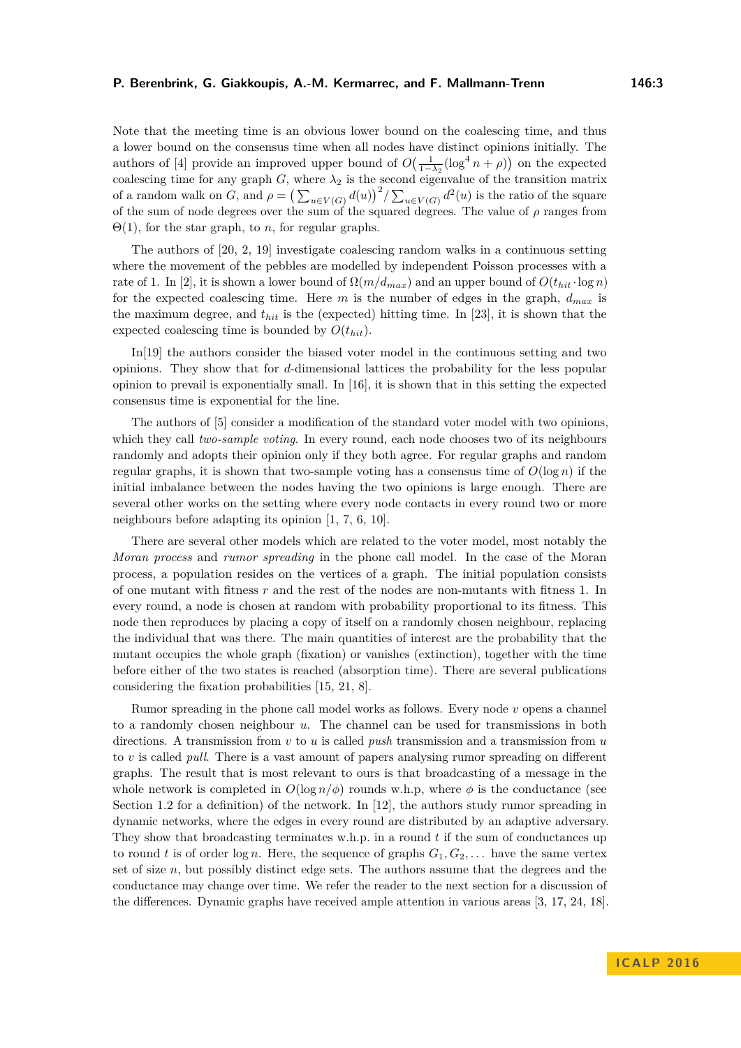Note that the meeting time is an obvious lower bound on the coalescing time, and thus a lower bound on the consensus time when all nodes have distinct opinions initially. The authors of [4] provide an improved upper bound of $O\big(\frac{1}{1-\lambda_2}(\log^4 n + \rho)\big)$ on the expected coalescing time for any graph $G$, where $\lambda_2$ is the second eigenvalue of the transition matrix of a random walk on $G$, and $\rho = \big(\sum_{u \in V(G)} d(u)\big)^2 / \sum_{u \in V(G)} d^2(u)$ is the ratio of the square of the sum of node degrees over the sum of the squared degrees. The value of $\rho$ ranges from $\Theta(1)$, for the star graph, to $n$, for regular graphs.

The authors of [20, 2, 19] investigate coalescing random walks in a continuous setting where the movement of the pebbles are modelled by independent Poisson processes with a rate of 1. In [2], it is shown a lower bound of $\Omega(m/d_{max})$ and an upper bound of $O(t_{hit} \cdot \log n)$ for the expected coalescing time. Here $m$ is the number of edges in the graph, $d_{max}$ is the maximum degree, and $t_{hit}$ is the (expected) hitting time. In [23], it is shown that the expected coalescing time is bounded by $O(t_{hit})$.

In[19] the authors consider the biased voter model in the continuous setting and two opinions. They show that for $d$-dimensional lattices the probability for the less popular opinion to prevail is exponentially small. In [16], it is shown that in this setting the expected consensus time is exponential for the line.

The authors of [5] consider a modification of the standard voter model with two opinions, which they call *two-sample voting*. In every round, each node chooses two of its neighbours randomly and adopts their opinion only if they both agree. For regular graphs and random regular graphs, it is shown that two-sample voting has a consensus time of $O(\log n)$ if the initial imbalance between the nodes having the two opinions is large enough. There are several other works on the setting where every node contacts in every round two or more neighbours before adapting its opinion [1, 7, 6, 10].

There are several other models which are related to the voter model, most notably the *Moran process* and *rumor spreading* in the phone call model. In the case of the Moran process, a population resides on the vertices of a graph. The initial population consists of one mutant with fitness $r$ and the rest of the nodes are non-mutants with fitness 1. In every round, a node is chosen at random with probability proportional to its fitness. This node then reproduces by placing a copy of itself on a randomly chosen neighbour, replacing the individual that was there. The main quantities of interest are the probability that the mutant occupies the whole graph (fixation) or vanishes (extinction), together with the time before either of the two states is reached (absorption time). There are several publications considering the fixation probabilities [15, 21, 8].

Rumor spreading in the phone call model works as follows. Every node $v$ opens a channel to a randomly chosen neighbour $u$. The channel can be used for transmissions in both directions. A transmission from $v$ to $u$ is called *push* transmission and a transmission from $u$ to $v$ is called *pull*. There is a vast amount of papers analysing rumor spreading on different graphs. The result that is most relevant to ours is that broadcasting of a message in the whole network is completed in $O(\log n/\phi)$ rounds w.h.p, where $\phi$ is the conductance (see Section 1.2 for a definition) of the network. In [12], the authors study rumor spreading in dynamic networks, where the edges in every round are distributed by an adaptive adversary. They show that broadcasting terminates w.h.p. in a round $t$ if the sum of conductances up to round $t$ is of order $\log n$. Here, the sequence of graphs $G_1, G_2, \ldots$ have the same vertex set of size $n$, but possibly distinct edge sets. The authors assume that the degrees and the conductance may change over time. We refer the reader to the next section for a discussion of the differences. Dynamic graphs have received ample attention in various areas [3, 17, 24, 18].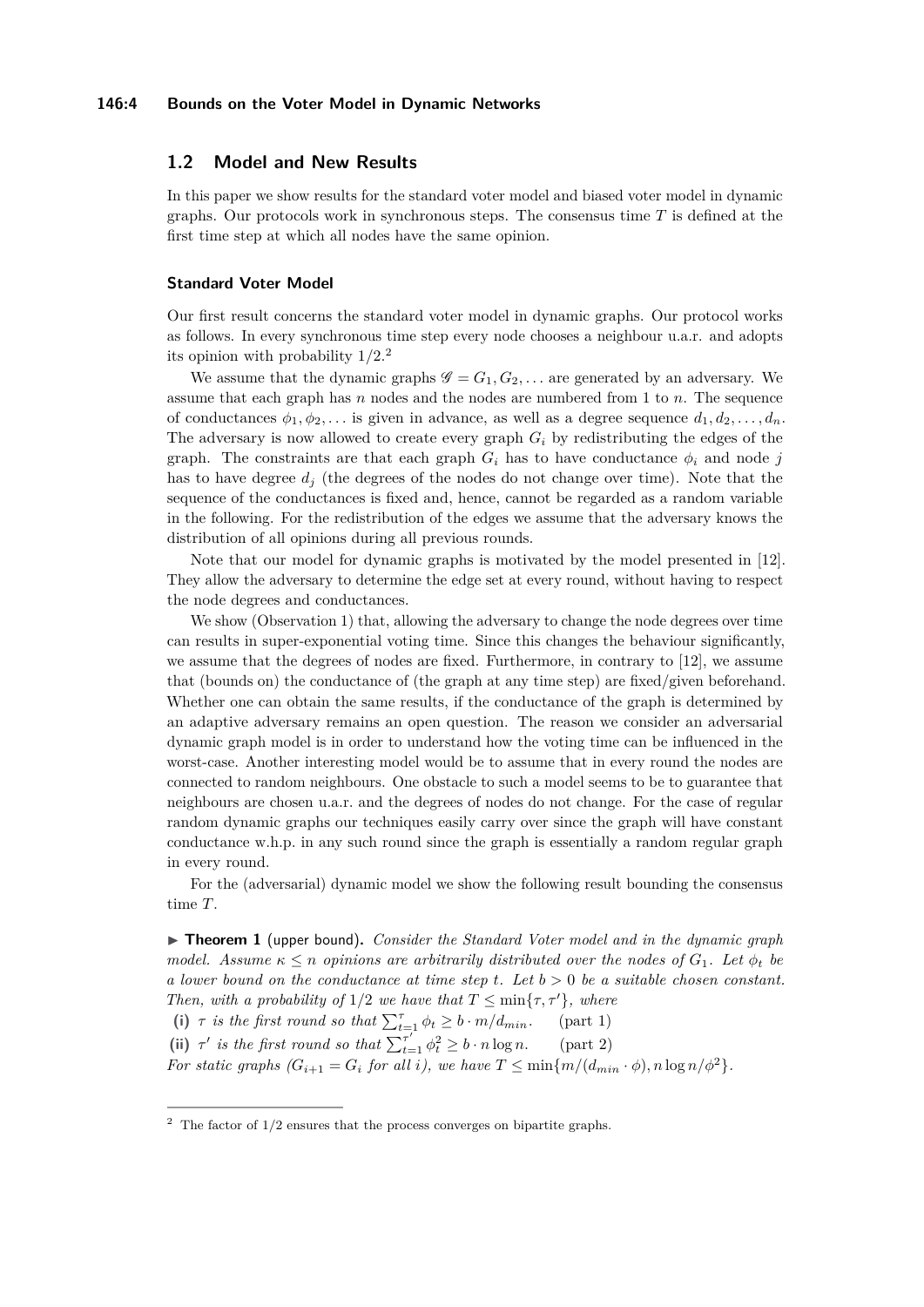## 1.2 Model and New Results

In this paper we show results for the standard voter model and biased voter model in dynamic graphs. Our protocols work in synchronous steps. The consensus time $T$ is defined at the first time step at which all nodes have the same opinion.

### Standard Voter Model

Our first result concerns the standard voter model in dynamic graphs. Our protocol works as follows. In every synchronous time step every node chooses a neighbour u.a.r. and adopts its opinion with probability $1/2$.[2]

We assume that the dynamic graphs $\mathscr{G} = G_1, G_2, \ldots$ are generated by an adversary. We assume that each graph has $n$ nodes and the nodes are numbered from 1 to $n$. The sequence of conductances $\phi_1, \phi_2, \ldots$ is given in advance, as well as a degree sequence $d_1, d_2, \ldots, d_n$. The adversary is now allowed to create every graph $G_i$ by redistributing the edges of the graph. The constraints are that each graph $G_i$ has to have conductance $\phi_i$ and node $j$ has to have degree $d_j$ (the degrees of the nodes do not change over time). Note that the sequence of the conductances is fixed and, hence, cannot be regarded as a random variable in the following. For the redistribution of the edges we assume that the adversary knows the distribution of all opinions during all previous rounds.

Note that our model for dynamic graphs is motivated by the model presented in [12]. They allow the adversary to determine the edge set at every round, without having to respect the node degrees and conductances.

We show (Observation 1) that, allowing the adversary to change the node degrees over time can results in super-exponential voting time. Since this changes the behaviour significantly, we assume that the degrees of nodes are fixed. Furthermore, in contrary to [12], we assume that (bounds on) the conductance of (the graph at any time step) are fixed/given beforehand. Whether one can obtain the same results, if the conductance of the graph is determined by an adaptive adversary remains an open question. The reason we consider an adversarial dynamic graph model is in order to understand how the voting time can be influenced in the worst-case. Another interesting model would be to assume that in every round the nodes are connected to random neighbours. One obstacle to such a model seems to be to guarantee that neighbours are chosen u.a.r. and the degrees of nodes do not change. For the case of regular random dynamic graphs our techniques easily carry over since the graph will have constant conductance w.h.p. in any such round since the graph is essentially a random regular graph in every round.

For the (adversarial) dynamic model we show the following result bounding the consensus time $T$.

▶ **Theorem 1** (upper bound). *Consider the Standard Voter model and in the dynamic graph model. Assume $\kappa \leq n$ opinions are arbitrarily distributed over the nodes of $G_1$. Let $\phi_t$ be a lower bound on the conductance at time step $t$. Let $b > 0$ be a suitable chosen constant. Then, with a probability of $1/2$ we have that $T \leq \min\{\tau, \tau'\}$, where*

**(i)** *$\tau$ is the first round so that $\sum_{t=1}^{\tau} \phi_t \geq b \cdot m/d_{min}$.* (part 1)

**(ii)** *$\tau'$ is the first round so that $\sum_{t=1}^{\tau'} \phi_t^2 \geq b \cdot n \log n$.* (part 2)

*For static graphs ($G_{i+1} = G_i$ for all $i$), we have $T \leq \min\{m/(d_{min} \cdot \phi), n \log n/\phi^2\}$.*

[2] The factor of $1/2$ ensures that the process converges on bipartite graphs.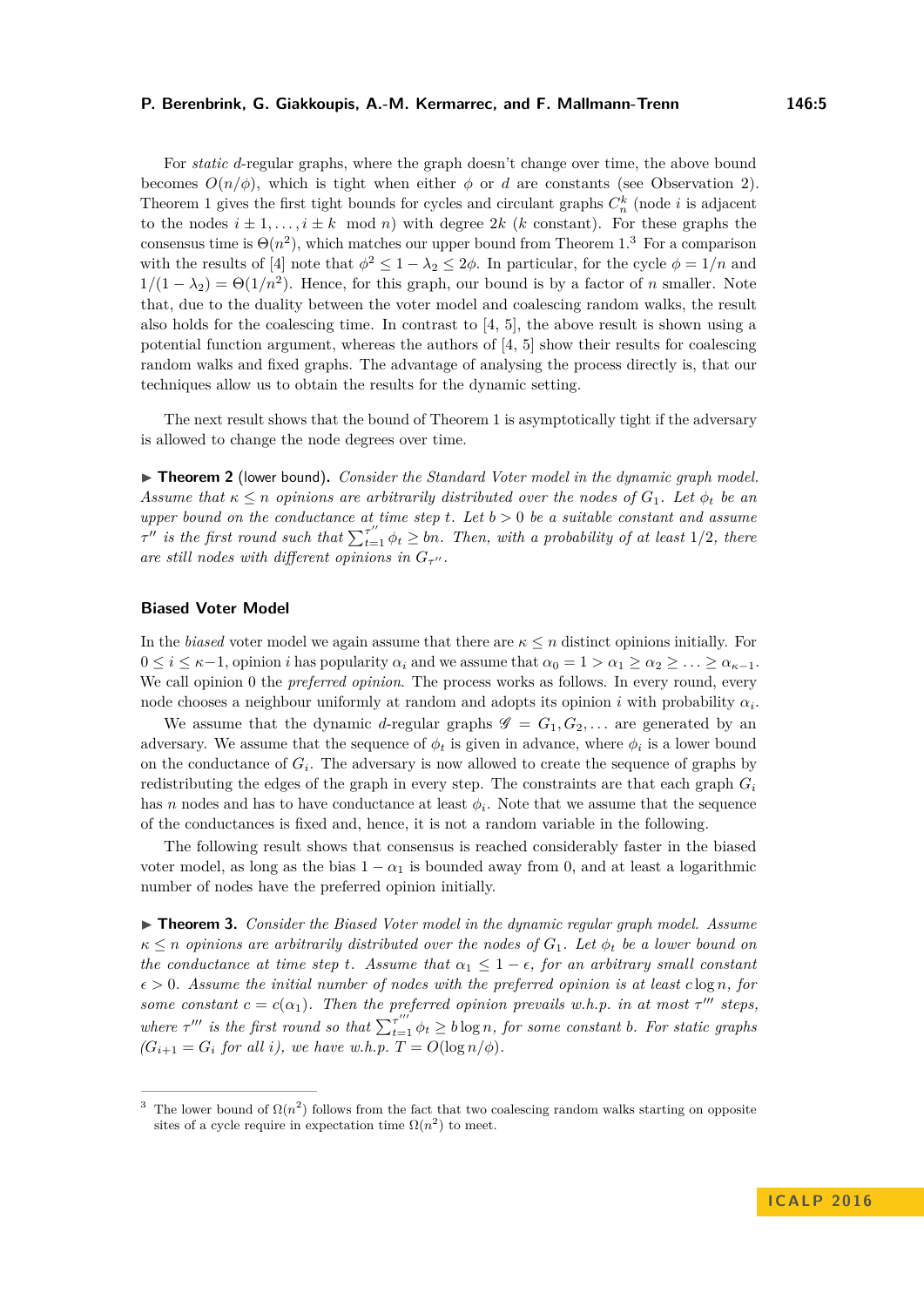For *static* $d$-regular graphs, where the graph doesn't change over time, the above bound becomes $O(n/\phi)$, which is tight when either $\phi$ or $d$ are constants (see Observation 2). Theorem 1 gives the first tight bounds for cycles and circulant graphs $C_n^k$ (node $i$ is adjacent to the nodes $i \pm 1, \ldots, i \pm k \mod n$) with degree $2k$ ($k$ constant). For these graphs the consensus time is $\Theta(n^2)$, which matches our upper bound from Theorem 1.[3] For a comparison with the results of [4] note that $\phi^2 \leq 1 - \lambda_2 \leq 2\phi$. In particular, for the cycle $\phi = 1/n$ and $1/(1 - \lambda_2) = \Theta(1/n^2)$. Hence, for this graph, our bound is by a factor of $n$ smaller. Note that, due to the duality between the voter model and coalescing random walks, the result also holds for the coalescing time. In contrast to [4, 5], the above result is shown using a potential function argument, whereas the authors of [4, 5] show their results for coalescing random walks and fixed graphs. The advantage of analysing the process directly is, that our techniques allow us to obtain the results for the dynamic setting.

The next result shows that the bound of Theorem 1 is asymptotically tight if the adversary is allowed to change the node degrees over time.

▶ **Theorem 2** (lower bound). *Consider the Standard Voter model in the dynamic graph model. Assume that $\kappa \leq n$ opinions are arbitrarily distributed over the nodes of $G_1$. Let $\phi_t$ be an upper bound on the conductance at time step $t$. Let $b > 0$ be a suitable constant and assume $\tau''$ is the first round such that $\sum_{t=1}^{\tau''} \phi_t \geq bn$. Then, with a probability of at least $1/2$, there are still nodes with different opinions in $G_{\tau''}$.*

### Biased Voter Model

In the *biased* voter model we again assume that there are $\kappa \leq n$ distinct opinions initially. For $0 \leq i \leq \kappa - 1$, opinion $i$ has popularity $\alpha_i$ and we assume that $\alpha_0 = 1 > \alpha_1 \geq \alpha_2 \geq \ldots \geq \alpha_{\kappa-1}$. We call opinion 0 the *preferred opinion*. The process works as follows. In every round, every node chooses a neighbour uniformly at random and adopts its opinion $i$ with probability $\alpha_i$.

We assume that the dynamic $d$-regular graphs $\mathscr{G} = G_1, G_2, \ldots$ are generated by an adversary. We assume that the sequence of $\phi_t$ is given in advance, where $\phi_i$ is a lower bound on the conductance of $G_i$. The adversary is now allowed to create the sequence of graphs by redistributing the edges of the graph in every step. The constraints are that each graph $G_i$ has $n$ nodes and has to have conductance at least $\phi_i$. Note that we assume that the sequence of the conductances is fixed and, hence, it is not a random variable in the following.

The following result shows that consensus is reached considerably faster in the biased voter model, as long as the bias $1 - \alpha_1$ is bounded away from 0, and at least a logarithmic number of nodes have the preferred opinion initially.

▶ **Theorem 3.** *Consider the Biased Voter model in the dynamic regular graph model. Assume $\kappa \leq n$ opinions are arbitrarily distributed over the nodes of $G_1$. Let $\phi_t$ be a lower bound on the conductance at time step $t$. Assume that $\alpha_1 \leq 1 - \epsilon$, for an arbitrary small constant $\epsilon > 0$. Assume the initial number of nodes with the preferred opinion is at least $c \log n$, for some constant $c = c(\alpha_1)$. Then the preferred opinion prevails w.h.p. in at most $\tau'''$ steps, where $\tau'''$ is the first round so that $\sum_{t=1}^{\tau'''} \phi_t \geq b \log n$, for some constant $b$. For static graphs ($G_{i+1} = G_i$ for all $i$), we have w.h.p. $T = O(\log n/\phi)$.*

[3] The lower bound of $\Omega(n^2)$ follows from the fact that two coalescing random walks starting on opposite sites of a cycle require in expectation time $\Omega(n^2)$ to meet.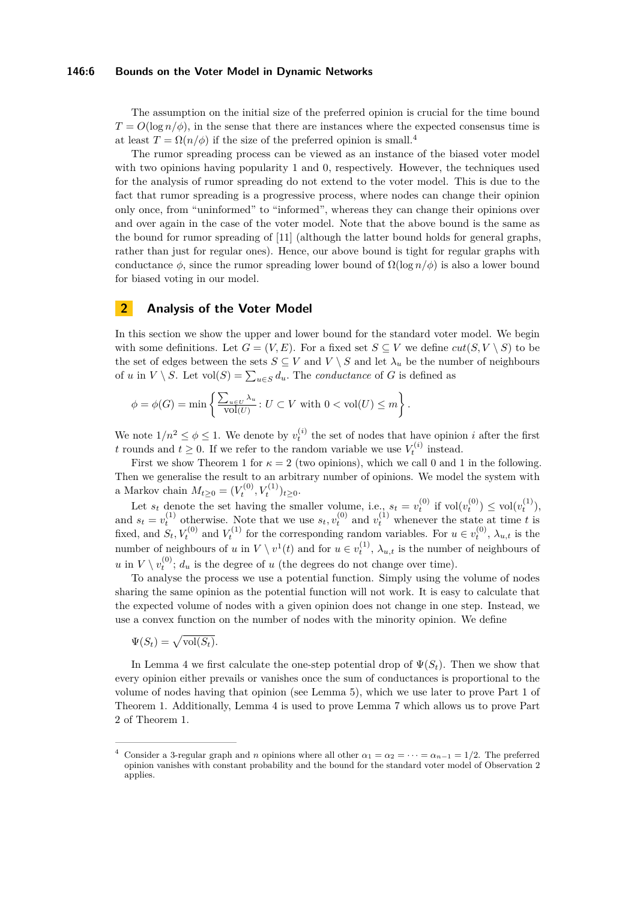The assumption on the initial size of the preferred opinion is crucial for the time bound $T = O(\log n/\phi)$, in the sense that there are instances where the expected consensus time is at least $T = \Omega(n/\phi)$ if the size of the preferred opinion is small.[4]

The rumor spreading process can be viewed as an instance of the biased voter model with two opinions having popularity 1 and 0, respectively. However, the techniques used for the analysis of rumor spreading do not extend to the voter model. This is due to the fact that rumor spreading is a progressive process, where nodes can change their opinion only once, from "uninformed" to "informed", whereas they can change their opinions over and over again in the case of the voter model. Note that the above bound is the same as the bound for rumor spreading of [11] (although the latter bound holds for general graphs, rather than just for regular ones). Hence, our above bound is tight for regular graphs with conductance $\phi$, since the rumor spreading lower bound of $\Omega(\log n/\phi)$ is also a lower bound for biased voting in our model.

## 2 Analysis of the Voter Model

In this section we show the upper and lower bound for the standard voter model. We begin with some definitions. Let $G = (V, E)$. For a fixed set $S \subseteq V$ we define $cut(S, V \setminus S)$ to be the set of edges between the sets $S \subseteq V$ and $V \setminus S$ and let $\lambda_u$ be the number of neighbours of $u$ in $V \setminus S$. Let $\mathrm{vol}(S) = \sum_{u \in S} d_u$. The *conductance* of $G$ is defined as

$$\phi = \phi(G) = \min\left\{\frac{\sum_{u \in U} \lambda_u}{\mathrm{vol}(U)} : U \subset V \text{ with } 0 < \mathrm{vol}(U) \leq m\right\}.$$

We note $1/n^2 \leq \phi \leq 1$. We denote by $v_t^{(i)}$ the set of nodes that have opinion $i$ after the first $t$ rounds and $t \geq 0$. If we refer to the random variable we use $V_t^{(i)}$ instead.

First we show Theorem 1 for $\kappa = 2$ (two opinions), which we call 0 and 1 in the following. Then we generalise the result to an arbitrary number of opinions. We model the system with a Markov chain $M_{t \geq 0} = (V_t^{(0)}, V_t^{(1)})_{t \geq 0}$.

Let $s_t$ denote the set having the smaller volume, i.e., $s_t = v_t^{(0)}$ if $\mathrm{vol}(v_t^{(0)}) \leq \mathrm{vol}(v_t^{(1)})$, and $s_t = v_t^{(1)}$ otherwise. Note that we use $s_t, v_t^{(0)}$ and $v_t^{(1)}$ whenever the state at time $t$ is fixed, and $S_t, V_t^{(0)}$ and $V_t^{(1)}$ for the corresponding random variables. For $u \in v_t^{(0)}$, $\lambda_{u,t}$ is the number of neighbours of $u$ in $V \setminus v^1(t)$ and for $u \in v_t^{(1)}$, $\lambda_{u,t}$ is the number of neighbours of $u$ in $V \setminus v_t^{(0)}$; $d_u$ is the degree of $u$ (the degrees do not change over time).

To analyse the process we use a potential function. Simply using the volume of nodes sharing the same opinion as the potential function will not work. It is easy to calculate that the expected volume of nodes with a given opinion does not change in one step. Instead, we use a convex function on the number of nodes with the minority opinion. We define

$$\Psi(S_t) = \sqrt{\mathrm{vol}(S_t)}.$$

In Lemma 4 we first calculate the one-step potential drop of $\Psi(S_t)$. Then we show that every opinion either prevails or vanishes once the sum of conductances is proportional to the volume of nodes having that opinion (see Lemma 5), which we use later to prove Part 1 of Theorem 1. Additionally, Lemma 4 is used to prove Lemma 7 which allows us to prove Part 2 of Theorem 1.

---

[4] Consider a 3-regular graph and $n$ opinions where all other $\alpha_1 = \alpha_2 = \cdots = \alpha_{n-1} = 1/2$. The preferred opinion vanishes with constant probability and the bound for the standard voter model of Observation 2 applies.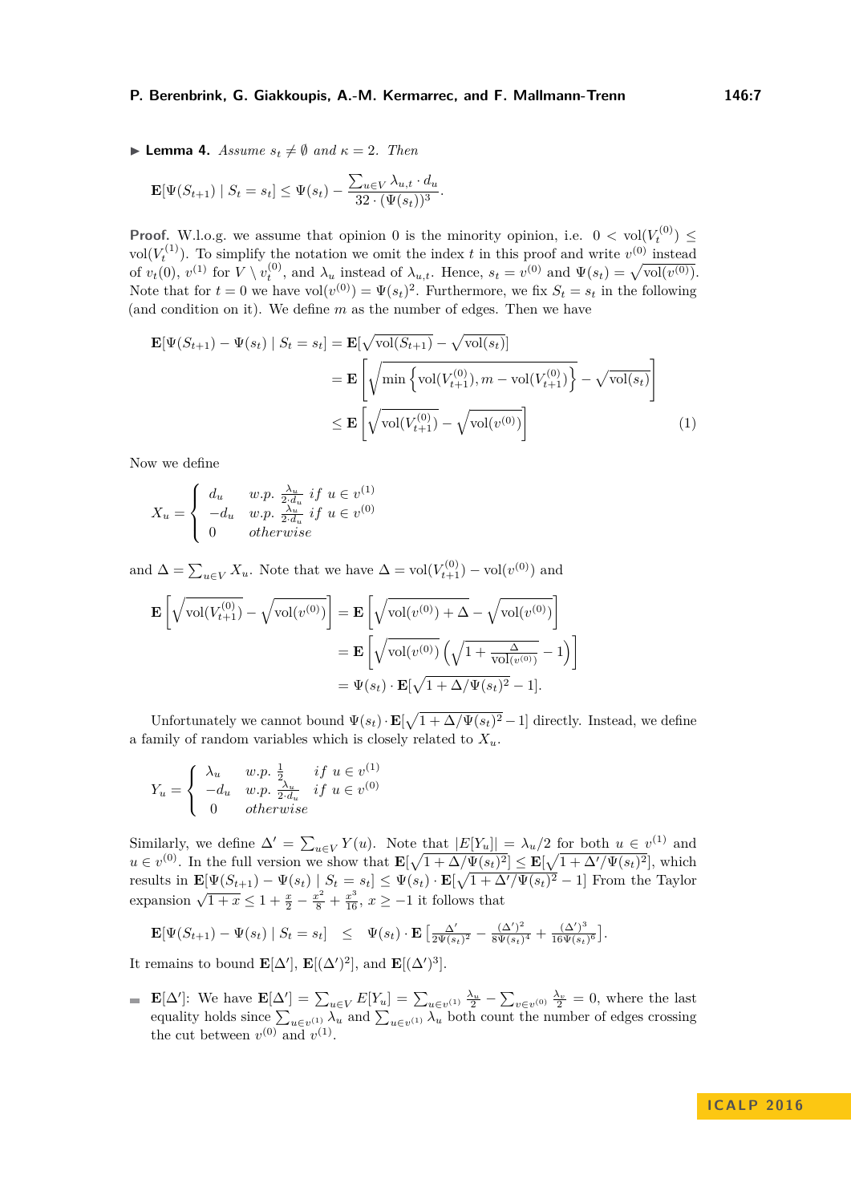▶ **Lemma 4.** *Assume $s_t \neq \emptyset$ and $\kappa = 2$. Then*

$$\mathbf{E}[\Psi(S_{t+1}) \mid S_t = s_t] \leq \Psi(s_t) - \frac{\sum_{u \in V} \lambda_{u,t} \cdot d_u}{32 \cdot (\Psi(s_t))^3}.$$

**Proof.** W.l.o.g. we assume that opinion 0 is the minority opinion, i.e. $0 < \mathrm{vol}(V_t^{(0)}) \leq \mathrm{vol}(V_t^{(1)})$. To simplify the notation we omit the index $t$ in this proof and write $v^{(0)}$ instead of $v_t(0)$, $v^{(1)}$ for $V \setminus v_t^{(0)}$, and $\lambda_u$ instead of $\lambda_{u,t}$. Hence, $s_t = v^{(0)}$ and $\Psi(s_t) = \sqrt{\mathrm{vol}(v^{(0)})}$. Note that for $t = 0$ we have $\mathrm{vol}(v^{(0)}) = \Psi(s_t)^2$. Furthermore, we fix $S_t = s_t$ in the following (and condition on it). We define $m$ as the number of edges. Then we have

$$\begin{aligned}
\mathbf{E}[\Psi(S_{t+1}) - \Psi(s_t) \mid S_t = s_t] &= \mathbf{E}[\sqrt{\mathrm{vol}(S_{t+1})} - \sqrt{\mathrm{vol}(s_t)}] \\
&= \mathbf{E}\left[\sqrt{\min\left\{\mathrm{vol}(V_{t+1}^{(0)}), m - \mathrm{vol}(V_{t+1}^{(0)})\right\}} - \sqrt{\mathrm{vol}(s_t)}\right] \\
&\leq \mathbf{E}\left[\sqrt{\mathrm{vol}(V_{t+1}^{(0)})} - \sqrt{\mathrm{vol}(v^{(0)})}\right] \qquad (1)
\end{aligned}$$

Now we define

$$X_u = \begin{cases} d_u & w.p.\ \frac{\lambda_u}{2 \cdot d_u}\ \ if\ u \in v^{(1)} \\ -d_u & w.p.\ \frac{\lambda_u}{2 \cdot d_u}\ \ if\ u \in v^{(0)} \\ 0 & otherwise \end{cases}$$

and $\Delta = \sum_{u \in V} X_u$. Note that we have $\Delta = \mathrm{vol}(V_{t+1}^{(0)}) - \mathrm{vol}(v^{(0)})$ and

$$\begin{aligned}
\mathbf{E}\left[\sqrt{\mathrm{vol}(V_{t+1}^{(0)})} - \sqrt{\mathrm{vol}(v^{(0)})}\right] &= \mathbf{E}\left[\sqrt{\mathrm{vol}(v^{(0)}) + \Delta} - \sqrt{\mathrm{vol}(v^{(0)})}\right] \\
&= \mathbf{E}\left[\sqrt{\mathrm{vol}(v^{(0)})}\left(\sqrt{1 + \frac{\Delta}{\mathrm{vol}(v^{(0)})}} - 1\right)\right] \\
&= \Psi(s_t) \cdot \mathbf{E}[\sqrt{1 + \Delta/\Psi(s_t)^2} - 1].
\end{aligned}$$

Unfortunately we cannot bound $\Psi(s_t) \cdot \mathbf{E}[\sqrt{1 + \Delta/\Psi(s_t)^2} - 1]$ directly. Instead, we define a family of random variables which is closely related to $X_u$.

$$Y_u = \begin{cases} \lambda_u & w.p.\ \frac{1}{2} & if\ u \in v^{(1)} \\ -d_u & w.p.\ \frac{\lambda_u}{2 \cdot d_u} & if\ u \in v^{(0)} \\ 0 & otherwise \end{cases}$$

Similarly, we define $\Delta' = \sum_{u \in V} Y(u)$. Note that $|E[Y_u]| = \lambda_u/2$ for both $u \in v^{(1)}$ and $u \in v^{(0)}$. In the full version we show that $\mathbf{E}[\sqrt{1 + \Delta/\Psi(s_t)^2}] \leq \mathbf{E}[\sqrt{1 + \Delta'/\Psi(s_t)^2}]$, which results in $\mathbf{E}[\Psi(S_{t+1}) - \Psi(s_t) \mid S_t = s_t] \leq \Psi(s_t) \cdot \mathbf{E}[\sqrt{1 + \Delta'/\Psi(s_t)^2} - 1]$ From the Taylor expansion $\sqrt{1+x} \leq 1 + \frac{x}{2} - \frac{x^2}{8} + \frac{x^3}{16}$, $x \geq -1$ it follows that

$$\mathbf{E}[\Psi(S_{t+1}) - \Psi(s_t) \mid S_t = s_t] \quad \leq \quad \Psi(s_t) \cdot \mathbf{E}\left[\frac{\Delta'}{2\Psi(s_t)^2} - \frac{(\Delta')^2}{8\Psi(s_t)^4} + \frac{(\Delta')^3}{16\Psi(s_t)^6}\right].$$

It remains to bound $\mathbf{E}[\Delta']$, $\mathbf{E}[(\Delta')^2]$, and $\mathbf{E}[(\Delta')^3]$.

- $\mathbf{E}[\Delta']$: We have $\mathbf{E}[\Delta'] = \sum_{u \in V} E[Y_u] = \sum_{u \in v^{(1)}} \frac{\lambda_u}{2} - \sum_{v \in v^{(0)}} \frac{\lambda_v}{2} = 0$, where the last equality holds since $\sum_{u \in v^{(1)}} \lambda_u$ and $\sum_{u \in v^{(1)}} \lambda_u$ both count the number of edges crossing the cut between $v^{(0)}$ and $v^{(1)}$.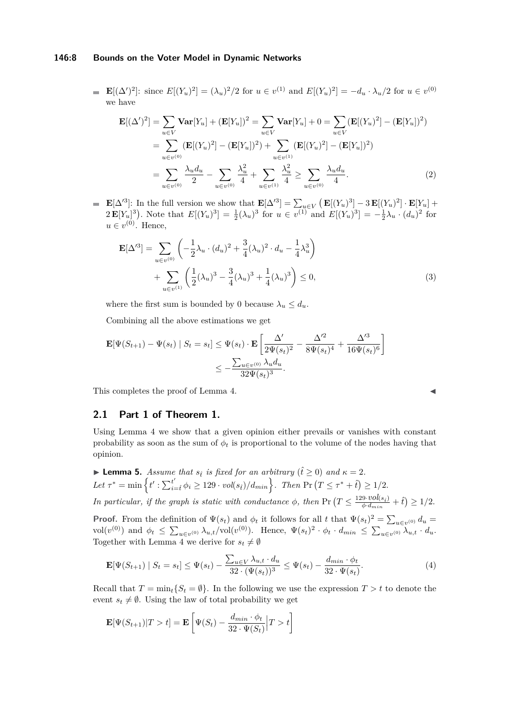- $\mathbf{E}[(\Delta')^2]$: since $E[(Y_u)^2] = (\lambda_u)^2/2$ for $u \in v^{(1)}$ and $E[(Y_u)^2] = -d_u \cdot \lambda_u/2$ for $u \in v^{(0)}$ we have

$$\begin{aligned}
\mathbf{E}[(\Delta')^2] &= \sum_{u \in V} \mathbf{Var}[Y_u] + (\mathbf{E}[Y_u])^2 = \sum_{u \in V} \mathbf{Var}[Y_u] + 0 = \sum_{u \in V} (\mathbf{E}[(Y_u)^2] - (\mathbf{E}[Y_u])^2) \\
&= \sum_{u \in v^{(0)}} (\mathbf{E}[(Y_u)^2] - (\mathbf{E}[Y_u])^2) + \sum_{u \in v^{(1)}} (\mathbf{E}[(Y_u)^2] - (\mathbf{E}[Y_u])^2) \\
&= \sum_{u \in v^{(0)}} \frac{\lambda_u d_u}{2} - \sum_{u \in v^{(0)}} \frac{\lambda_u^2}{4} + \sum_{u \in v^{(1)}} \frac{\lambda_u^2}{4} \geq \sum_{u \in v^{(0)}} \frac{\lambda_u d_u}{4}. \qquad (2)
\end{aligned}$$

- $\mathbf{E}[\Delta'^3]$: In the full version we show that $\mathbf{E}[\Delta'^3] = \sum_{u \in V} \left( \mathbf{E}[(Y_u)^3] - 3\,\mathbf{E}[(Y_u)^2] \cdot \mathbf{E}[Y_u] + 2\,\mathbf{E}[Y_u]^3 \right)$. Note that $E[(Y_u)^3] = \frac{1}{2}(\lambda_u)^3$ for $u \in v^{(1)}$ and $E[(Y_u)^3] = -\frac{1}{2}\lambda_u \cdot (d_u)^2$ for $u \in v^{(0)}$. Hence,

$$\begin{aligned}
\mathbf{E}[\Delta'^3] &= \sum_{u \in v^{(0)}} \left( -\frac{1}{2}\lambda_u \cdot (d_u)^2 + \frac{3}{4}(\lambda_u)^2 \cdot d_u - \frac{1}{4}\lambda_u^3 \right) \\
&\quad + \sum_{u \in v^{(1)}} \left( \frac{1}{2}(\lambda_u)^3 - \frac{3}{4}(\lambda_u)^3 + \frac{1}{4}(\lambda_u)^3 \right) \leq 0, \qquad (3)
\end{aligned}$$

where the first sum is bounded by 0 because $\lambda_u \leq d_u$.

Combining all the above estimations we get

$$\begin{aligned}
\mathbf{E}[\Psi(S_{t+1}) - \Psi(s_t) \mid S_t = s_t] &\leq \Psi(s_t) \cdot \mathbf{E}\left[ \frac{\Delta'}{2\Psi(s_t)^2} - \frac{\Delta'^2}{8\Psi(s_t)^4} + \frac{\Delta'^3}{16\Psi(s_t)^6} \right] \\
&\leq -\frac{\sum_{u \in v^{(0)}} \lambda_u d_u}{32\Psi(s_t)^3}.
\end{aligned}$$

This completes the proof of Lemma 4. ◀

## 2.1 Part 1 of Theorem 1.

Using Lemma 4 we show that a given opinion either prevails or vanishes with constant probability as soon as the sum of $\phi_t$ is proportional to the volume of the nodes having that opinion.

▶ **Lemma 5.** *Assume that $s_{\hat{t}}$ is fixed for an arbitrary ($\hat{t} \geq 0$) and $\kappa = 2$. Let $\tau^* = \min\left\{ t' : \sum_{i=\hat{t}}^{t'} \phi_i \geq 129 \cdot vol(s_{\hat{t}})/d_{min} \right\}$. Then $\Pr\left(T \leq \tau^* + \hat{t}\right) \geq 1/2$. In particular, if the graph is static with conductance $\phi$, then $\Pr\left(T \leq \frac{129 \cdot vol(s_{\hat{t}})}{\phi \cdot d_{min}} + \hat{t}\right) \geq 1/2$.*

**Proof.** From the definition of $\Psi(s_t)$ and $\phi_t$ it follows for all $t$ that $\Psi(s_t)^2 = \sum_{u \in v^{(0)}} d_u = \mathrm{vol}(v^{(0)})$ and $\phi_t \leq \sum_{u \in v^{(0)}} \lambda_{u,t}/\mathrm{vol}(v^{(0)})$. Hence, $\Psi(s_t)^2 \cdot \phi_t \cdot d_{min} \leq \sum_{u \in v^{(0)}} \lambda_{u,t} \cdot d_u$. Together with Lemma 4 we derive for $s_t \neq \emptyset$

$$\mathbf{E}[\Psi(S_{t+1}) \mid S_t = s_t] \leq \Psi(s_t) - \frac{\sum_{u \in V} \lambda_{u,t} \cdot d_u}{32 \cdot (\Psi(s_t))^3} \leq \Psi(s_t) - \frac{d_{min} \cdot \phi_t}{32 \cdot \Psi(s_t)}. \qquad (4)$$

Recall that $T = \min_t\{S_t = \emptyset\}$. In the following we use the expression $T > t$ to denote the event $s_t \neq \emptyset$. Using the law of total probability we get

$$\mathbf{E}[\Psi(S_{t+1}) | T > t] = \mathbf{E}\left[ \Psi(S_t) - \frac{d_{min} \cdot \phi_t}{32 \cdot \Psi(S_t)} \Big| T > t \right]$$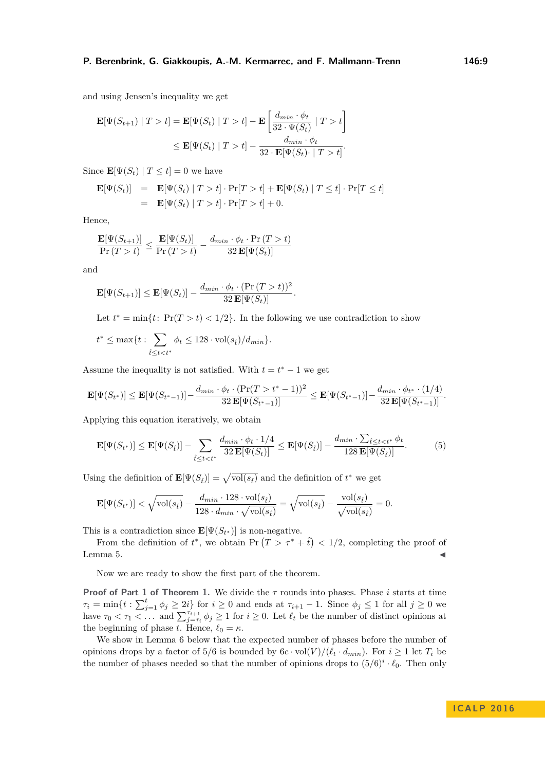and using Jensen's inequality we get

$$\mathbf{E}[\Psi(S_{t+1}) \mid T > t] = \mathbf{E}[\Psi(S_t) \mid T > t] - \mathbf{E}\left[\frac{d_{min} \cdot \phi_t}{32 \cdot \Psi(S_t)} \mid T > t\right]$$
$$\leq \mathbf{E}[\Psi(S_t) \mid T > t] - \frac{d_{min} \cdot \phi_t}{32 \cdot \mathbf{E}[\Psi(S_t) \cdot \mid T > t]}.$$

Since $\mathbf{E}[\Psi(S_t) \mid T \leq t] = 0$ we have

$$\begin{aligned}
\mathbf{E}[\Psi(S_t)] &= \mathbf{E}[\Psi(S_t) \mid T > t] \cdot \Pr[T > t] + \mathbf{E}[\Psi(S_t) \mid T \leq t] \cdot \Pr[T \leq t] \\
&= \mathbf{E}[\Psi(S_t) \mid T > t] \cdot \Pr[T > t] + 0.
\end{aligned}$$

Hence,

$$\frac{\mathbf{E}[\Psi(S_{t+1})]}{\Pr(T > t)} \leq \frac{\mathbf{E}[\Psi(S_t)]}{\Pr(T > t)} - \frac{d_{min} \cdot \phi_t \cdot \Pr(T > t)}{32\, \mathbf{E}[\Psi(S_t)]}$$

and

$$\mathbf{E}[\Psi(S_{t+1})] \leq \mathbf{E}[\Psi(S_t)] - \frac{d_{min} \cdot \phi_t \cdot (\Pr(T > t))^2}{32\, \mathbf{E}[\Psi(S_t)]}.$$

Let $t^* = \min\{t\colon \Pr(T > t) < 1/2\}$. In the following we use contradiction to show

$$t^* \leq \max\{t : \sum_{\hat{t} \leq t < t^*} \phi_t \leq 128 \cdot \mathrm{vol}(s_{\hat{t}})/d_{min}\}.$$

Assume the inequality is not satisfied. With $t = t^* - 1$ we get

$$\mathbf{E}[\Psi(S_{t^*})] \leq \mathbf{E}[\Psi(S_{t^*-1})] - \frac{d_{min} \cdot \phi_t \cdot (\Pr(T > t^* - 1))^2}{32\, \mathbf{E}[\Psi(S_{t^*-1})]} \leq \mathbf{E}[\Psi(S_{t^*-1})] - \frac{d_{min} \cdot \phi_{t^*} \cdot (1/4)}{32\, \mathbf{E}[\Psi(S_{t^*-1})]}.$$

Applying this equation iteratively, we obtain

$$\mathbf{E}[\Psi(S_{t^*})] \leq \mathbf{E}[\Psi(S_{\hat{t}})] - \sum_{\hat{t} \leq t < t^*} \frac{d_{min} \cdot \phi_t \cdot 1/4}{32\, \mathbf{E}[\Psi(S_{\hat{t}})]} \leq \mathbf{E}[\Psi(S_{\hat{t}})] - \frac{d_{min} \cdot \sum_{\hat{t} \leq t < t^*} \phi_t}{128\, \mathbf{E}[\Psi(S_{\hat{t}})]}. \tag{5}$$

Using the definition of $\mathbf{E}[\Psi(S_{\hat{t}})] = \sqrt{\mathrm{vol}(s_{\hat{t}})}$ and the definition of $t^*$ we get

$$\mathbf{E}[\Psi(S_{t^*})] < \sqrt{\mathrm{vol}(s_{\hat{t}})} - \frac{d_{min} \cdot 128 \cdot \mathrm{vol}(s_{\hat{t}})}{128 \cdot d_{min} \cdot \sqrt{\mathrm{vol}(s_{\hat{t}})}} = \sqrt{\mathrm{vol}(s_{\hat{t}})} - \frac{\mathrm{vol}(s_{\hat{t}})}{\sqrt{\mathrm{vol}(s_{\hat{t}})}} = 0.$$

This is a contradiction since $\mathbf{E}[\Psi(S_{t^*})]$ is non-negative.

From the definition of $t^*$, we obtain $\Pr\left(T > \tau^* + \hat{t}\right) < 1/2$, completing the proof of Lemma 5. ◀

Now we are ready to show the first part of the theorem.

**Proof of Part 1 of Theorem 1.** We divide the $\tau$ rounds into phases. Phase $i$ starts at time $\tau_i = \min\{t : \sum_{j=1}^{t} \phi_j \geq 2i\}$ for $i \geq 0$ and ends at $\tau_{i+1} - 1$. Since $\phi_j \leq 1$ for all $j \geq 0$ we have $\tau_0 < \tau_1 < \dots$ and $\sum_{j=\tau_i}^{\tau_{i+1}} \phi_j \geq 1$ for $i \geq 0$. Let $\ell_t$ be the number of distinct opinions at the beginning of phase $t$. Hence, $\ell_0 = \kappa$.

We show in Lemma 6 below that the expected number of phases before the number of opinions drops by a factor of $5/6$ is bounded by $6c \cdot \mathrm{vol}(V)/(\ell_t \cdot d_{min})$. For $i \geq 1$ let $T_i$ be the number of phases needed so that the number of opinions drops to $(5/6)^i \cdot \ell_0$. Then only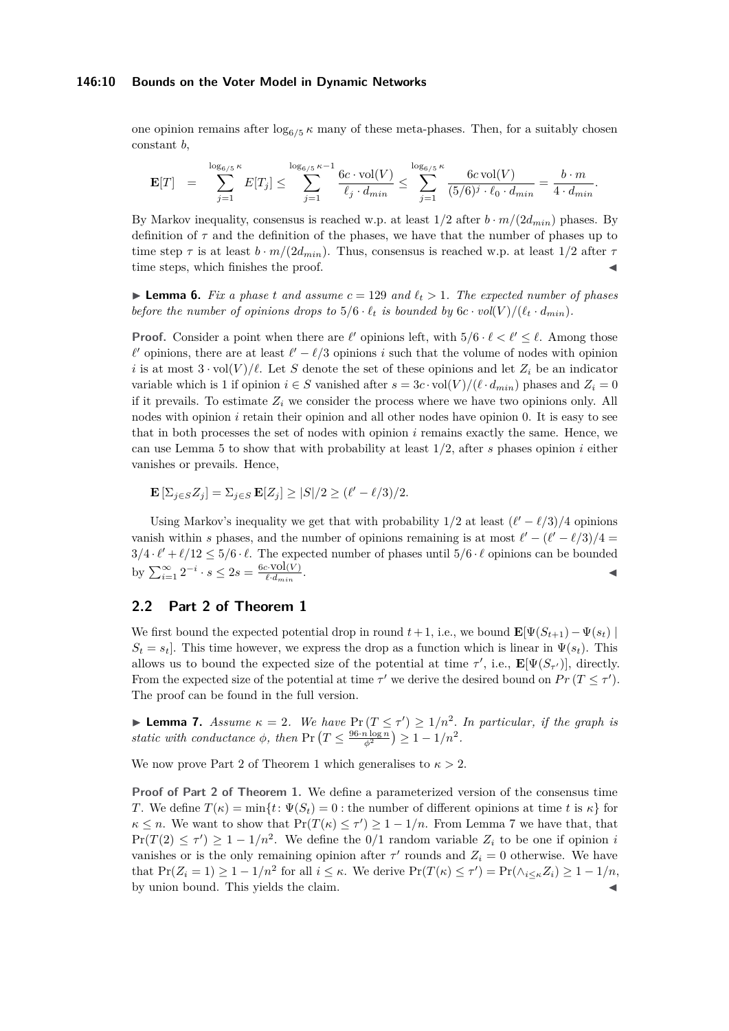one opinion remains after $\log_{6/5}\kappa$ many of these meta-phases. Then, for a suitably chosen constant $b$,

$$\mathbf{E}[T] \;=\; \sum_{j=1}^{\log_{6/5}\kappa} E[T_j] \leq \sum_{j=1}^{\log_{6/5}\kappa - 1} \frac{6c \cdot \mathrm{vol}(V)}{\ell_j \cdot d_{min}} \leq \sum_{j=1}^{\log_{6/5}\kappa} \frac{6c\,\mathrm{vol}(V)}{(5/6)^j \cdot \ell_0 \cdot d_{min}} = \frac{b \cdot m}{4 \cdot d_{min}}.$$

By Markov inequality, consensus is reached w.p. at least $1/2$ after $b \cdot m/(2d_{min})$ phases. By definition of $\tau$ and the definition of the phases, we have that the number of phases up to time step $\tau$ is at least $b \cdot m/(2d_{min})$. Thus, consensus is reached w.p. at least $1/2$ after $\tau$ time steps, which finishes the proof. ◀

▶ **Lemma 6.** *Fix a phase $t$ and assume $c = 129$ and $\ell_t > 1$. The expected number of phases before the number of opinions drops to $5/6 \cdot \ell_t$ is bounded by $6c \cdot vol(V)/(\ell_t \cdot d_{min})$.*

**Proof.** Consider a point when there are $\ell'$ opinions left, with $5/6 \cdot \ell < \ell' \leq \ell$. Among those $\ell'$ opinions, there are at least $\ell' - \ell/3$ opinions $i$ such that the volume of nodes with opinion $i$ is at most $3 \cdot \mathrm{vol}(V)/\ell$. Let $S$ denote the set of these opinions and let $Z_i$ be an indicator variable which is 1 if opinion $i \in S$ vanished after $s = 3c \cdot \mathrm{vol}(V)/(\ell \cdot d_{min})$ phases and $Z_i = 0$ if it prevails. To estimate $Z_i$ we consider the process where we have two opinions only. All nodes with opinion $i$ retain their opinion and all other nodes have opinion 0. It is easy to see that in both processes the set of nodes with opinion $i$ remains exactly the same. Hence, we can use Lemma 5 to show that with probability at least $1/2$, after $s$ phases opinion $i$ either vanishes or prevails. Hence,

$$\mathbf{E}\left[\Sigma_{j\in S} Z_j\right] = \Sigma_{j\in S}\, \mathbf{E}[Z_j] \geq |S|/2 \geq (\ell' - \ell/3)/2.$$

Using Markov's inequality we get that with probability $1/2$ at least $(\ell' - \ell/3)/4$ opinions vanish within $s$ phases, and the number of opinions remaining is at most $\ell' - (\ell' - \ell/3)/4 = 3/4 \cdot \ell' + \ell/12 \leq 5/6 \cdot \ell$. The expected number of phases until $5/6 \cdot \ell$ opinions can be bounded by $\sum_{i=1}^{\infty} 2^{-i} \cdot s \leq 2s = \frac{6c \cdot \mathrm{vol}(V)}{\ell \cdot d_{min}}$. ◀

## 2.2 Part 2 of Theorem 1

We first bound the expected potential drop in round $t+1$, i.e., we bound $\mathbf{E}[\Psi(S_{t+1}) - \Psi(s_t) \mid S_t = s_t]$. This time however, we express the drop as a function which is linear in $\Psi(s_t)$. This allows us to bound the expected size of the potential at time $\tau'$, i.e., $\mathbf{E}[\Psi(S_{\tau'})]$, directly. From the expected size of the potential at time $\tau'$ we derive the desired bound on $Pr\,(T \leq \tau')$. The proof can be found in the full version.

▶ **Lemma 7.** *Assume $\kappa = 2$. We have $\Pr\left(T \leq \tau'\right) \geq 1/n^2$. In particular, if the graph is static with conductance $\phi$, then $\Pr\left(T \leq \frac{96 \cdot n \log n}{\phi^2}\right) \geq 1 - 1/n^2$.*

We now prove Part 2 of Theorem 1 which generalises to $\kappa > 2$.

**Proof of Part 2 of Theorem 1.** We define a parameterized version of the consensus time $T$. We define $T(\kappa) = \min\{t\colon \Psi(S_t) = 0 : \text{the number of different opinions at time } t \text{ is } \kappa\}$ for $\kappa \leq n$. We want to show that $\Pr(T(\kappa) \leq \tau') \geq 1 - 1/n$. From Lemma 7 we have that, that $\Pr(T(2) \leq \tau') \geq 1 - 1/n^2$. We define the 0/1 random variable $Z_i$ to be one if opinion $i$ vanishes or is the only remaining opinion after $\tau'$ rounds and $Z_i = 0$ otherwise. We have that $\Pr(Z_i = 1) \geq 1 - 1/n^2$ for all $i \leq \kappa$. We derive $\Pr(T(\kappa) \leq \tau') = \Pr(\wedge_{i\leq\kappa} Z_i) \geq 1 - 1/n$, by union bound. This yields the claim. ◀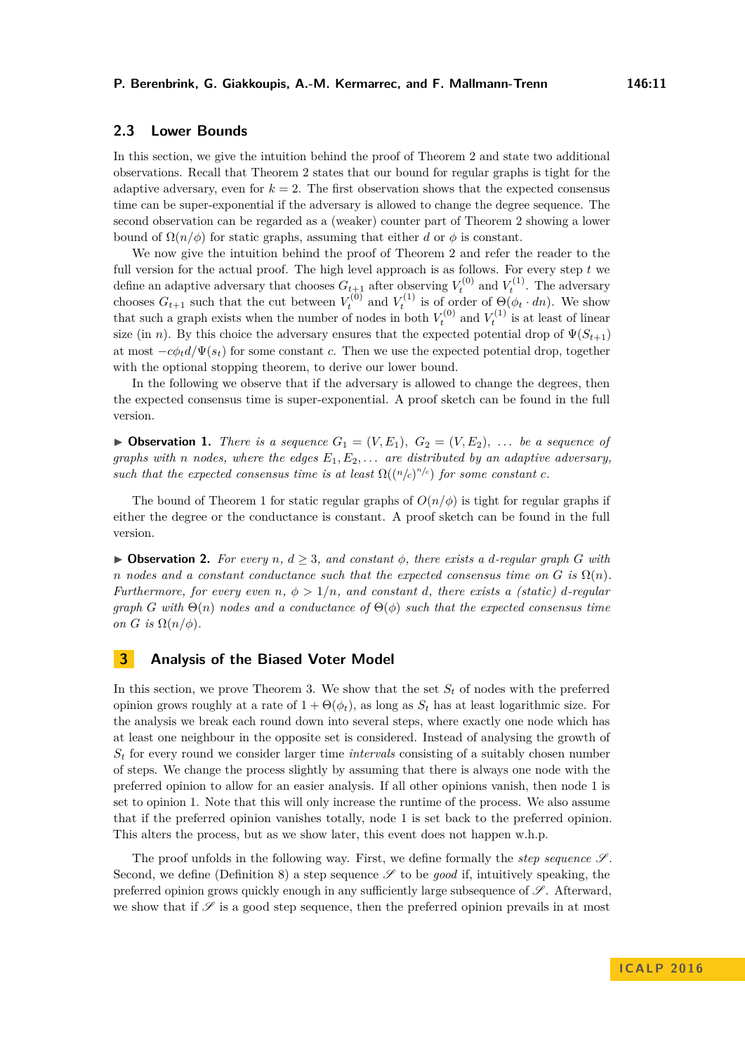## 2.3 Lower Bounds

In this section, we give the intuition behind the proof of Theorem 2 and state two additional observations. Recall that Theorem 2 states that our bound for regular graphs is tight for the adaptive adversary, even for $k = 2$. The first observation shows that the expected consensus time can be super-exponential if the adversary is allowed to change the degree sequence. The second observation can be regarded as a (weaker) counter part of Theorem 2 showing a lower bound of $\Omega(n/\phi)$ for static graphs, assuming that either $d$ or $\phi$ is constant.

We now give the intuition behind the proof of Theorem 2 and refer the reader to the full version for the actual proof. The high level approach is as follows. For every step $t$ we define an adaptive adversary that chooses $G_{t+1}$ after observing $V_t^{(0)}$ and $V_t^{(1)}$. The adversary chooses $G_{t+1}$ such that the cut between $V_t^{(0)}$ and $V_t^{(1)}$ is of order of $\Theta(\phi_t \cdot dn)$. We show that such a graph exists when the number of nodes in both $V_t^{(0)}$ and $V_t^{(1)}$ is at least of linear size (in $n$). By this choice the adversary ensures that the expected potential drop of $\Psi(S_{t+1})$ at most $-c\phi_t d/\Psi(s_t)$ for some constant $c$. Then we use the expected potential drop, together with the optional stopping theorem, to derive our lower bound.

In the following we observe that if the adversary is allowed to change the degrees, then the expected consensus time is super-exponential. A proof sketch can be found in the full version.

▶ **Observation 1.** *There is a sequence $G_1 = (V, E_1)$, $G_2 = (V, E_2)$, $\ldots$ be a sequence of graphs with $n$ nodes, where the edges $E_1, E_2, \ldots$ are distributed by an adaptive adversary, such that the expected consensus time is at least $\Omega((n/c)^{n/c})$ for some constant $c$.*

The bound of Theorem 1 for static regular graphs of $O(n/\phi)$ is tight for regular graphs if either the degree or the conductance is constant. A proof sketch can be found in the full version.

▶ **Observation 2.** *For every $n$, $d \geq 3$, and constant $\phi$, there exists a $d$-regular graph $G$ with $n$ nodes and a constant conductance such that the expected consensus time on $G$ is $\Omega(n)$. Furthermore, for every even $n$, $\phi > 1/n$, and constant $d$, there exists a (static) $d$-regular graph $G$ with $\Theta(n)$ nodes and a conductance of $\Theta(\phi)$ such that the expected consensus time on $G$ is $\Omega(n/\phi)$.*

# 3 Analysis of the Biased Voter Model

In this section, we prove Theorem 3. We show that the set $S_t$ of nodes with the preferred opinion grows roughly at a rate of $1 + \Theta(\phi_t)$, as long as $S_t$ has at least logarithmic size. For the analysis we break each round down into several steps, where exactly one node which has at least one neighbour in the opposite set is considered. Instead of analysing the growth of $S_t$ for every round we consider larger time *intervals* consisting of a suitably chosen number of steps. We change the process slightly by assuming that there is always one node with the preferred opinion to allow for an easier analysis. If all other opinions vanish, then node 1 is set to opinion 1. Note that this will only increase the runtime of the process. We also assume that if the preferred opinion vanishes totally, node 1 is set back to the preferred opinion. This alters the process, but as we show later, this event does not happen w.h.p.

The proof unfolds in the following way. First, we define formally the *step sequence* $\mathscr{S}$. Second, we define (Definition 8) a step sequence $\mathscr{S}$ to be *good* if, intuitively speaking, the preferred opinion grows quickly enough in any sufficiently large subsequence of $\mathscr{S}$. Afterward, we show that if $\mathscr{S}$ is a good step sequence, then the preferred opinion prevails in at most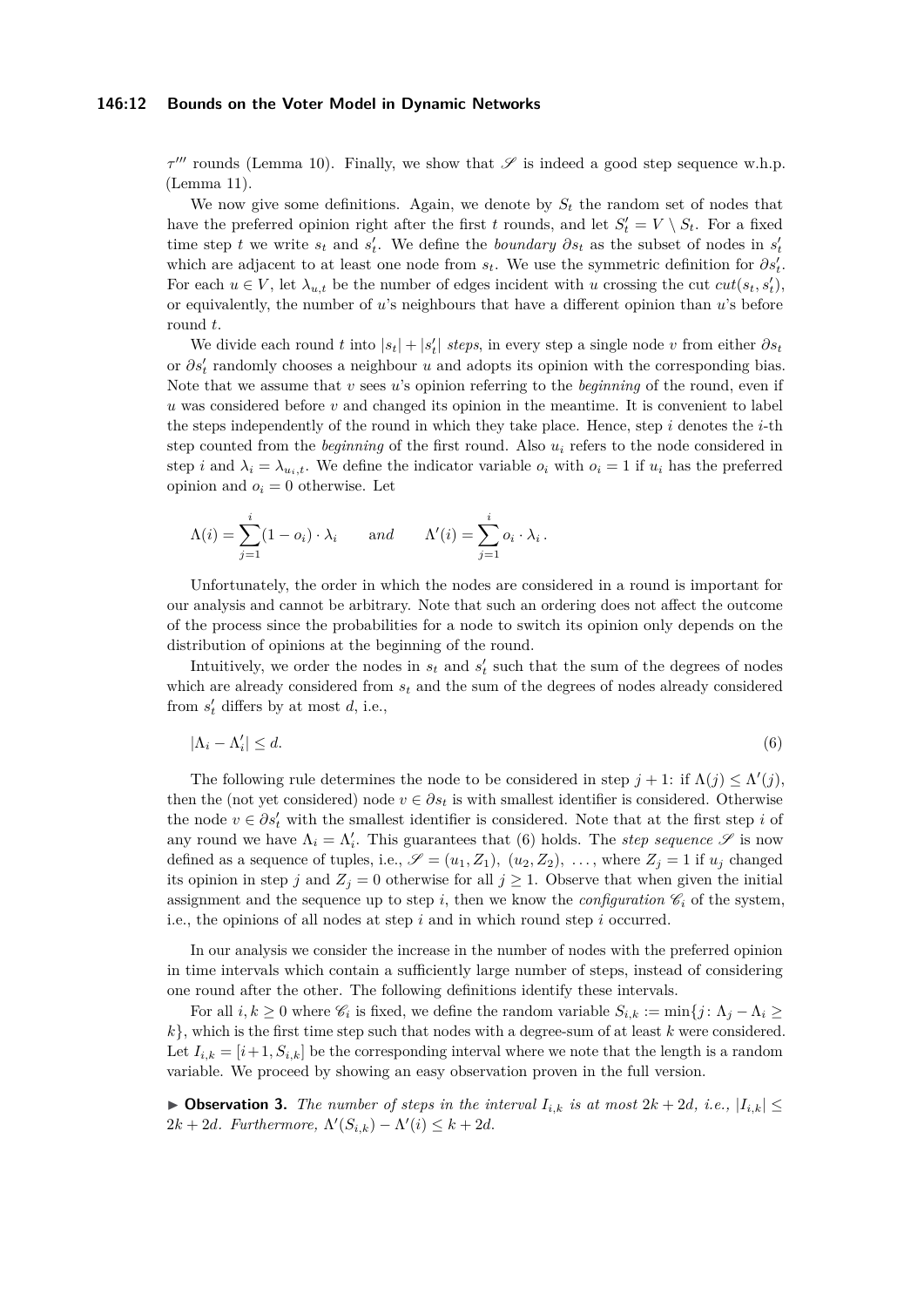$\tau'''$ rounds (Lemma 10). Finally, we show that $\mathscr{S}$ is indeed a good step sequence w.h.p. (Lemma 11).

We now give some definitions. Again, we denote by $S_t$ the random set of nodes that have the preferred opinion right after the first $t$ rounds, and let $S'_t = V \setminus S_t$. For a fixed time step $t$ we write $s_t$ and $s'_t$. We define the *boundary* $\partial s_t$ as the subset of nodes in $s'_t$ which are adjacent to at least one node from $s_t$. We use the symmetric definition for $\partial s'_t$. For each $u \in V$, let $\lambda_{u,t}$ be the number of edges incident with $u$ crossing the cut $cut(s_t, s'_t)$, or equivalently, the number of $u$'s neighbours that have a different opinion than $u$'s before round $t$.

We divide each round $t$ into $|s_t| + |s'_t|$ *steps*, in every step a single node $v$ from either $\partial s_t$ or $\partial s'_t$ randomly chooses a neighbour $u$ and adopts its opinion with the corresponding bias. Note that we assume that $v$ sees $u$'s opinion referring to the *beginning* of the round, even if $u$ was considered before $v$ and changed its opinion in the meantime. It is convenient to label the steps independently of the round in which they take place. Hence, step $i$ denotes the $i$-th step counted from the *beginning* of the first round. Also $u_i$ refers to the node considered in step $i$ and $\lambda_i = \lambda_{u_i,t}$. We define the indicator variable $o_i$ with $o_i = 1$ if $u_i$ has the preferred opinion and $o_i = 0$ otherwise. Let

$$\Lambda(i) = \sum_{j=1}^{i} (1 - o_i) \cdot \lambda_i \qquad \text{and} \qquad \Lambda'(i) = \sum_{j=1}^{i} o_i \cdot \lambda_i \, .$$

Unfortunately, the order in which the nodes are considered in a round is important for our analysis and cannot be arbitrary. Note that such an ordering does not affect the outcome of the process since the probabilities for a node to switch its opinion only depends on the distribution of opinions at the beginning of the round.

Intuitively, we order the nodes in $s_t$ and $s'_t$ such that the sum of the degrees of nodes which are already considered from $s_t$ and the sum of the degrees of nodes already considered from $s'_t$ differs by at most $d$, i.e.,

$$|\Lambda_i - \Lambda'_i| \leq d. \tag{6}$$

The following rule determines the node to be considered in step $j+1$: if $\Lambda(j) \leq \Lambda'(j)$, then the (not yet considered) node $v \in \partial s_t$ is with smallest identifier is considered. Otherwise the node $v \in \partial s'_t$ with the smallest identifier is considered. Note that at the first step $i$ of any round we have $\Lambda_i = \Lambda'_i$. This guarantees that (6) holds. The *step sequence* $\mathscr{S}$ is now defined as a sequence of tuples, i.e., $\mathscr{S} = (u_1, Z_1), (u_2, Z_2), \ldots$, where $Z_j = 1$ if $u_j$ changed its opinion in step $j$ and $Z_j = 0$ otherwise for all $j \geq 1$. Observe that when given the initial assignment and the sequence up to step $i$, then we know the *configuration* $\mathscr{C}_i$ of the system, i.e., the opinions of all nodes at step $i$ and in which round step $i$ occurred.

In our analysis we consider the increase in the number of nodes with the preferred opinion in time intervals which contain a sufficiently large number of steps, instead of considering one round after the other. The following definitions identify these intervals.

For all $i, k \geq 0$ where $\mathscr{C}_i$ is fixed, we define the random variable $S_{i,k} := \min\{j : \Lambda_j - \Lambda_i \geq k\}$, which is the first time step such that nodes with a degree-sum of at least $k$ were considered. Let $I_{i,k} = [i+1, S_{i,k}]$ be the corresponding interval where we note that the length is a random variable. We proceed by showing an easy observation proven in the full version.

▶ **Observation 3.** *The number of steps in the interval $I_{i,k}$ is at most $2k + 2d$, i.e., $|I_{i,k}| \leq 2k + 2d$. Furthermore, $\Lambda'(S_{i,k}) - \Lambda'(i) \leq k + 2d$.*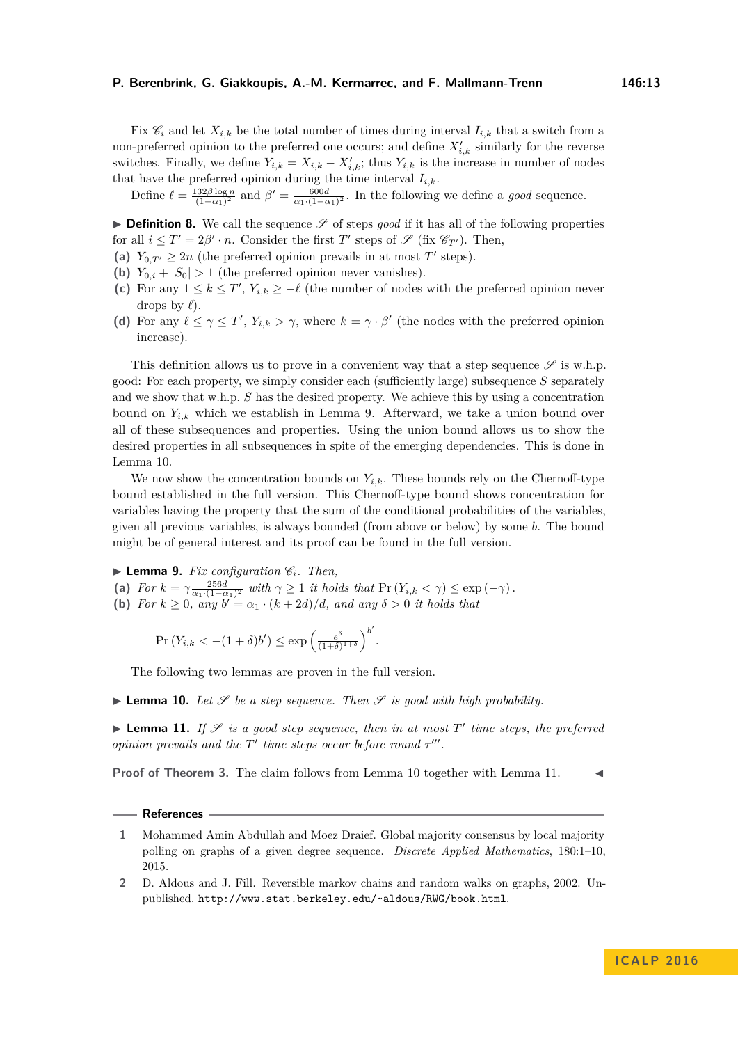Fix $\mathscr{C}_i$ and let $X_{i,k}$ be the total number of times during interval $I_{i,k}$ that a switch from a non-preferred opinion to the preferred one occurs; and define $X'_{i,k}$ similarly for the reverse switches. Finally, we define $Y_{i,k} = X_{i,k} - X'_{i,k}$; thus $Y_{i,k}$ is the increase in number of nodes that have the preferred opinion during the time interval $I_{i,k}$.

Define $\ell = \frac{132\beta \log n}{(1-\alpha_1)^2}$ and $\beta' = \frac{600d}{\alpha_1 \cdot (1-\alpha_1)^2}$. In the following we define a *good* sequence.

▶ **Definition 8.** We call the sequence $\mathscr{S}$ of steps *good* if it has all of the following properties for all $i \leq T' = 2\beta' \cdot n$. Consider the first $T'$ steps of $\mathscr{S}$ (fix $\mathscr{C}_{T'}$). Then,

**(a)** $Y_{0,T'} \geq 2n$ (the preferred opinion prevails in at most $T'$ steps).
**(b)** $Y_{0,i} + |S_0| > 1$ (the preferred opinion never vanishes).
**(c)** For any $1 \leq k \leq T'$, $Y_{i,k} \geq -\ell$ (the number of nodes with the preferred opinion never drops by $\ell$).
**(d)** For any $\ell \leq \gamma \leq T'$, $Y_{i,k} > \gamma$, where $k = \gamma \cdot \beta'$ (the nodes with the preferred opinion increase).

This definition allows us to prove in a convenient way that a step sequence $\mathscr{S}$ is w.h.p. good: For each property, we simply consider each (sufficiently large) subsequence $S$ separately and we show that w.h.p. $S$ has the desired property. We achieve this by using a concentration bound on $Y_{i,k}$ which we establish in Lemma 9. Afterward, we take a union bound over all of these subsequences and properties. Using the union bound allows us to show the desired properties in all subsequences in spite of the emerging dependencies. This is done in Lemma 10.

We now show the concentration bounds on $Y_{i,k}$. These bounds rely on the Chernoff-type bound established in the full version. This Chernoff-type bound shows concentration for variables having the property that the sum of the conditional probabilities of the variables, given all previous variables, is always bounded (from above or below) by some $b$. The bound might be of general interest and its proof can be found in the full version.

▶ **Lemma 9.** *Fix configuration $\mathscr{C}_i$. Then,*

**(a)** *For $k = \gamma \frac{256d}{\alpha_1 \cdot (1-\alpha_1)^2}$ with $\gamma \geq 1$ it holds that* $\Pr(Y_{i,k} < \gamma) \leq \exp(-\gamma)$.
**(b)** *For $k \geq 0$, any $b' = \alpha_1 \cdot (k+2d)/d$, and any $\delta > 0$ it holds that*

$$\Pr(Y_{i,k} < -(1+\delta)b') \leq \exp\left(\frac{e^\delta}{(1+\delta)^{1+\delta}}\right)^{b'}.$$

The following two lemmas are proven in the full version.

▶ **Lemma 10.** *Let $\mathscr{S}$ be a step sequence. Then $\mathscr{S}$ is good with high probability.*

▶ **Lemma 11.** *If $\mathscr{S}$ is a good step sequence, then in at most $T'$ time steps, the preferred opinion prevails and the $T'$ time steps occur before round $\tau'''$.*

**Proof of Theorem 3.** The claim follows from Lemma 10 together with Lemma 11. ◀

## References

1. Mohammed Amin Abdullah and Moez Draief. Global majority consensus by local majority polling on graphs of a given degree sequence. *Discrete Applied Mathematics*, 180:1–10, 2015.
2. D. Aldous and J. Fill. Reversible markov chains and random walks on graphs, 2002. Unpublished. http://www.stat.berkeley.edu/~aldous/RWG/book.html.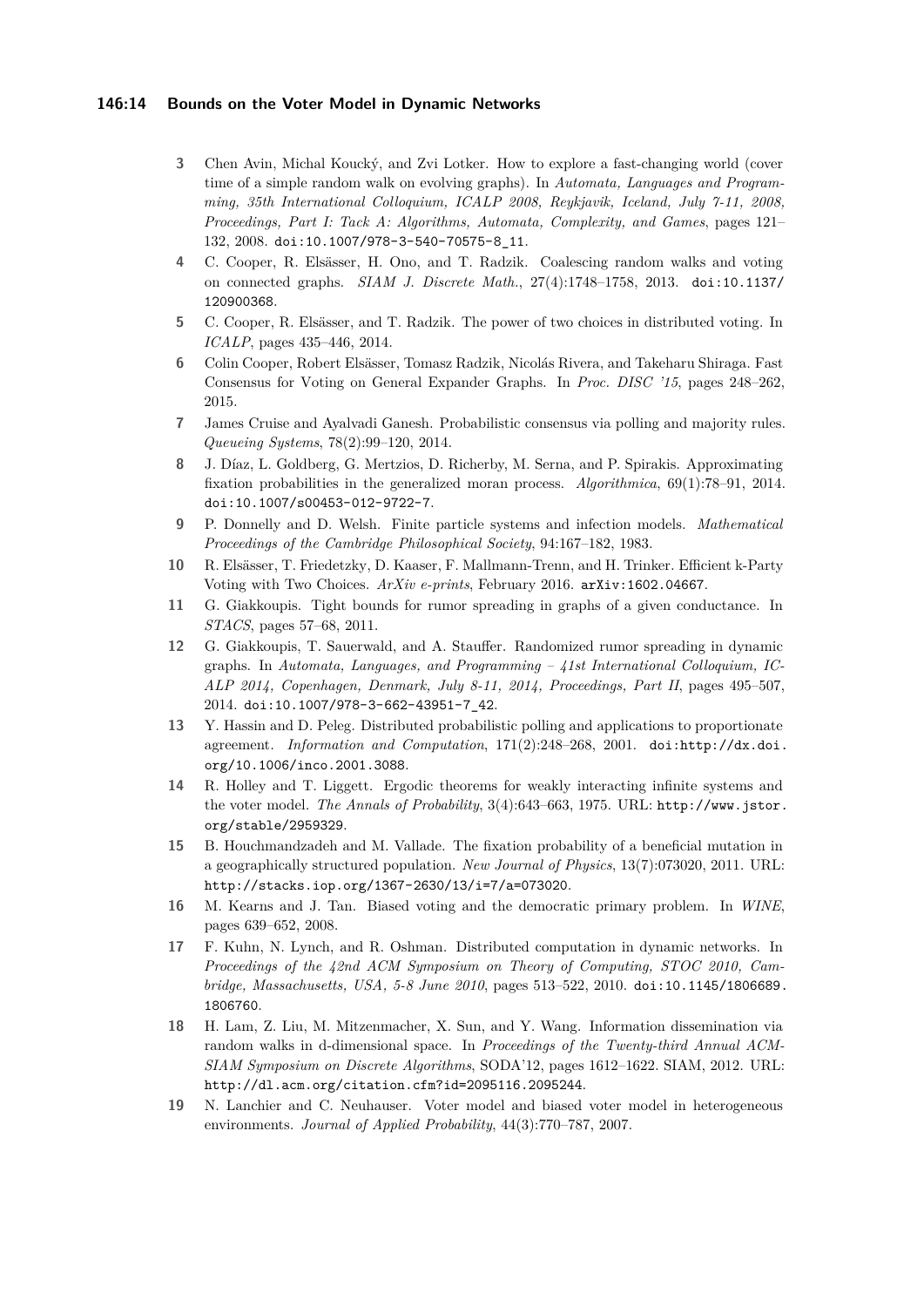3. Chen Avin, Michal Koucký, and Zvi Lotker. How to explore a fast-changing world (cover time of a simple random walk on evolving graphs). In *Automata, Languages and Programming, 35th International Colloquium, ICALP 2008, Reykjavik, Iceland, July 7-11, 2008, Proceedings, Part I: Tack A: Algorithms, Automata, Complexity, and Games*, pages 121–132, 2008. doi:10.1007/978-3-540-70575-8_11.
4. C. Cooper, R. Elsässer, H. Ono, and T. Radzik. Coalescing random walks and voting on connected graphs. *SIAM J. Discrete Math.*, 27(4):1748–1758, 2013. doi:10.1137/120900368.
5. C. Cooper, R. Elsässer, and T. Radzik. The power of two choices in distributed voting. In *ICALP*, pages 435–446, 2014.
6. Colin Cooper, Robert Elsässer, Tomasz Radzik, Nicolás Rivera, and Takeharu Shiraga. Fast Consensus for Voting on General Expander Graphs. In *Proc. DISC '15*, pages 248–262, 2015.
7. James Cruise and Ayalvadi Ganesh. Probabilistic consensus via polling and majority rules. *Queueing Systems*, 78(2):99–120, 2014.
8. J. Díaz, L. Goldberg, G. Mertzios, D. Richerby, M. Serna, and P. Spirakis. Approximating fixation probabilities in the generalized moran process. *Algorithmica*, 69(1):78–91, 2014. doi:10.1007/s00453-012-9722-7.
9. P. Donnelly and D. Welsh. Finite particle systems and infection models. *Mathematical Proceedings of the Cambridge Philosophical Society*, 94:167–182, 1983.
10. R. Elsässer, T. Friedetzky, D. Kaaser, F. Mallmann-Trenn, and H. Trinker. Efficient k-Party Voting with Two Choices. *ArXiv e-prints*, February 2016. arXiv:1602.04667.
11. G. Giakkoupis. Tight bounds for rumor spreading in graphs of a given conductance. In *STACS*, pages 57–68, 2011.
12. G. Giakkoupis, T. Sauerwald, and A. Stauffer. Randomized rumor spreading in dynamic graphs. In *Automata, Languages, and Programming – 41st International Colloquium, ICALP 2014, Copenhagen, Denmark, July 8-11, 2014, Proceedings, Part II*, pages 495–507, 2014. doi:10.1007/978-3-662-43951-7_42.
13. Y. Hassin and D. Peleg. Distributed probabilistic polling and applications to proportionate agreement. *Information and Computation*, 171(2):248–268, 2001. doi:http://dx.doi.org/10.1006/inco.2001.3088.
14. R. Holley and T. Liggett. Ergodic theorems for weakly interacting infinite systems and the voter model. *The Annals of Probability*, 3(4):643–663, 1975. URL: http://www.jstor.org/stable/2959329.
15. B. Houchmandzadeh and M. Vallade. The fixation probability of a beneficial mutation in a geographically structured population. *New Journal of Physics*, 13(7):073020, 2011. URL: http://stacks.iop.org/1367-2630/13/i=7/a=073020.
16. M. Kearns and J. Tan. Biased voting and the democratic primary problem. In *WINE*, pages 639–652, 2008.
17. F. Kuhn, N. Lynch, and R. Oshman. Distributed computation in dynamic networks. In *Proceedings of the 42nd ACM Symposium on Theory of Computing, STOC 2010, Cambridge, Massachusetts, USA, 5-8 June 2010*, pages 513–522, 2010. doi:10.1145/1806689.1806760.
18. H. Lam, Z. Liu, M. Mitzenmacher, X. Sun, and Y. Wang. Information dissemination via random walks in d-dimensional space. In *Proceedings of the Twenty-third Annual ACM-SIAM Symposium on Discrete Algorithms*, SODA'12, pages 1612–1622. SIAM, 2012. URL: http://dl.acm.org/citation.cfm?id=2095116.2095244.
19. N. Lanchier and C. Neuhauser. Voter model and biased voter model in heterogeneous environments. *Journal of Applied Probability*, 44(3):770–787, 2007.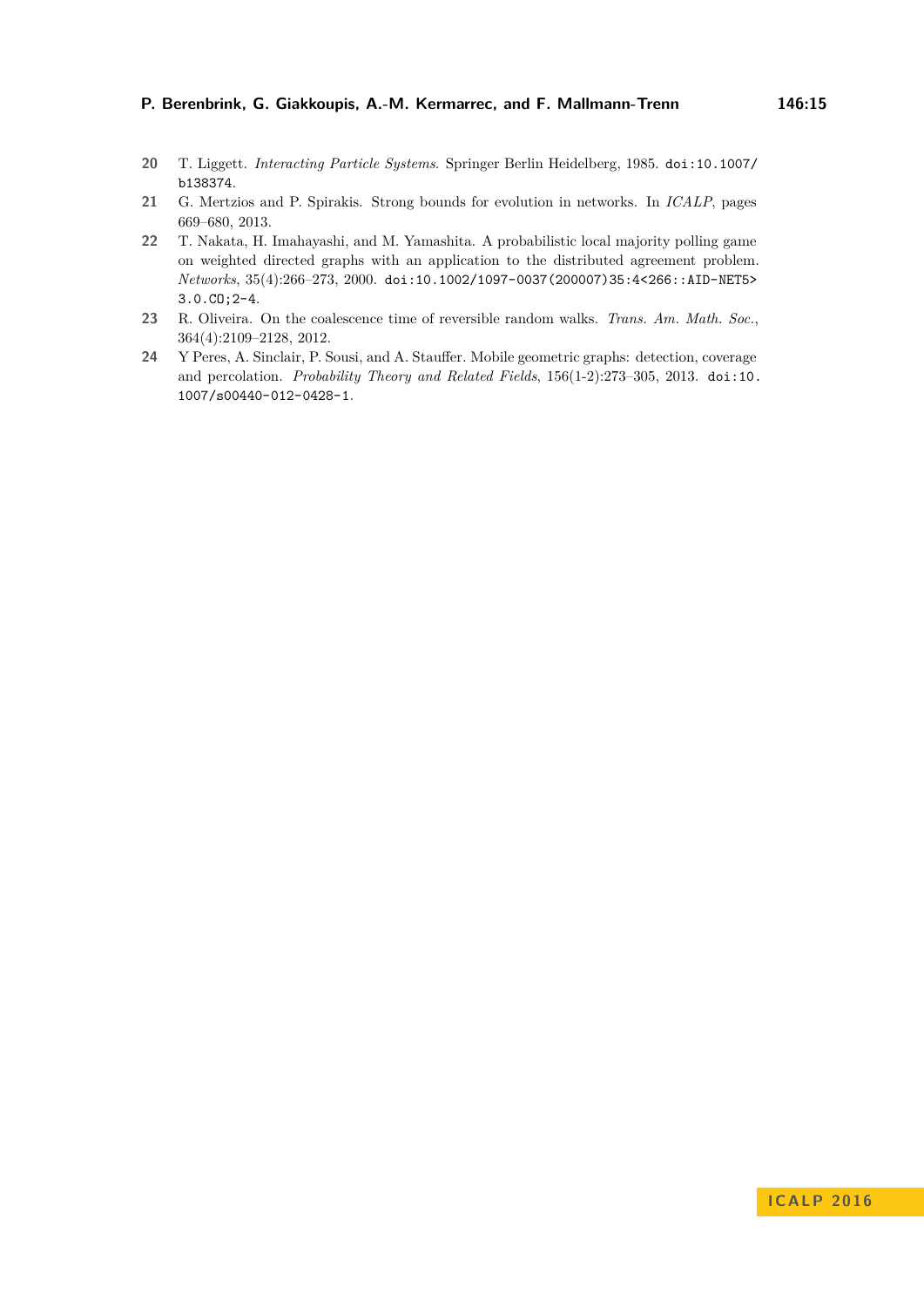20 T. Liggett. *Interacting Particle Systems*. Springer Berlin Heidelberg, 1985. doi:10.1007/b138374.

21 G. Mertzios and P. Spirakis. Strong bounds for evolution in networks. In *ICALP*, pages 669–680, 2013.

22 T. Nakata, H. Imahayashi, and M. Yamashita. A probabilistic local majority polling game on weighted directed graphs with an application to the distributed agreement problem. *Networks*, 35(4):266–273, 2000. doi:10.1002/1097-0037(200007)35:4<266::AID-NET5>3.0.CO;2-4.

23 R. Oliveira. On the coalescence time of reversible random walks. *Trans. Am. Math. Soc.*, 364(4):2109–2128, 2012.

24 Y Peres, A. Sinclair, P. Sousi, and A. Stauffer. Mobile geometric graphs: detection, coverage and percolation. *Probability Theory and Related Fields*, 156(1-2):273–305, 2013. doi:10.1007/s00440-012-0428-1.